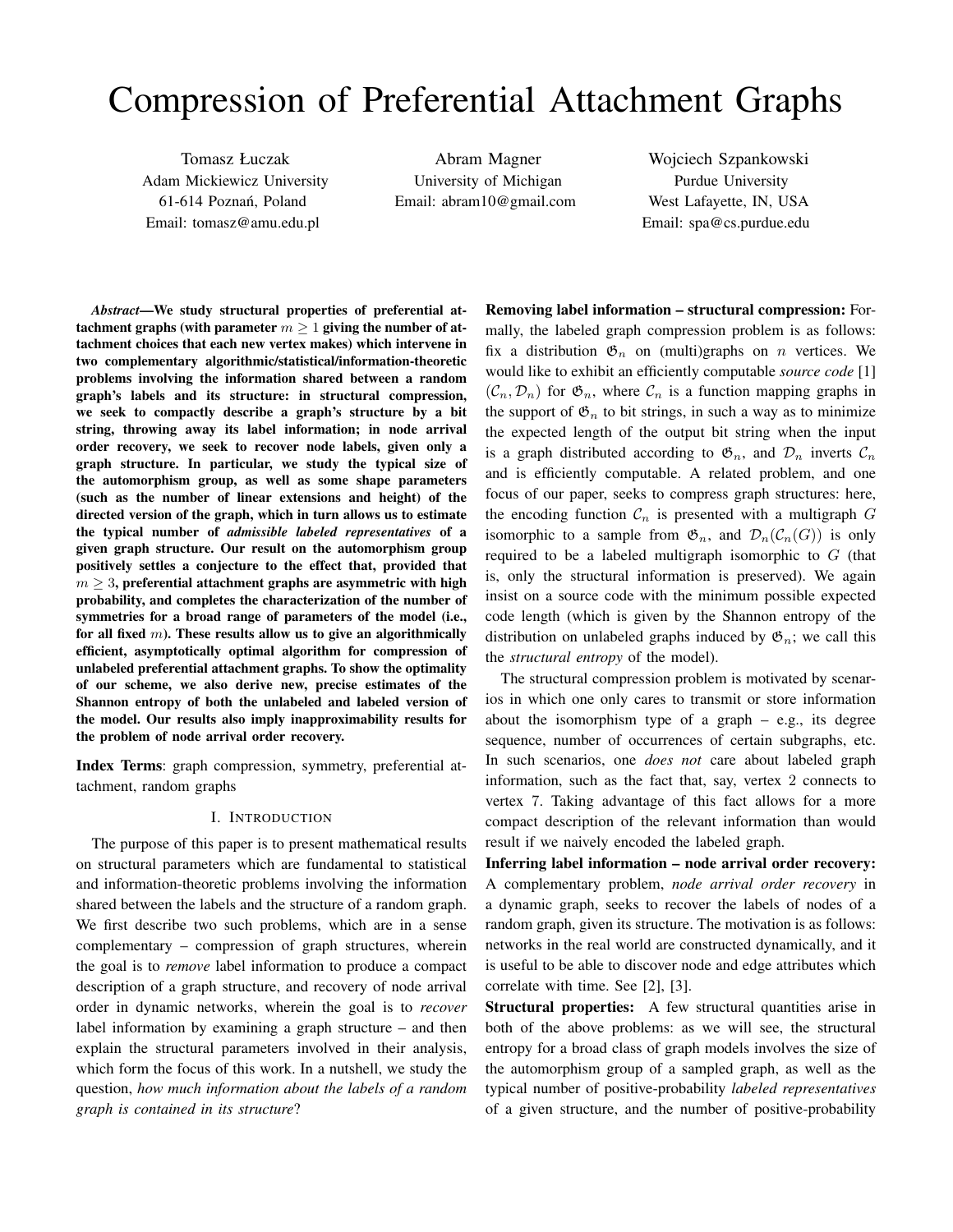# Compression of Preferential Attachment Graphs

Tomasz Łuczak
Adam Mickiewicz University
61-614 Poznań, Poland
Email: tomasz@amu.edu.pl

Abram Magner
University of Michigan
Email: abram10@gmail.com

Wojciech Szpankowski
Purdue University
West Lafayette, IN, USA
Email: spa@cs.purdue.edu

***Abstract*—We study structural properties of preferential attachment graphs (with parameter $m \geq 1$ giving the number of attachment choices that each new vertex makes) which intervene in two complementary algorithmic/statistical/information-theoretic problems involving the information shared between a random graph's labels and its structure: in structural compression, we seek to compactly describe a graph's structure by a bit string, throwing away its label information; in node arrival order recovery, we seek to recover node labels, given only a graph structure. In particular, we study the typical size of the automorphism group, as well as some shape parameters (such as the number of linear extensions and height) of the directed version of the graph, which in turn allows us to estimate the typical number of *admissible labeled representatives* of a given graph structure. Our result on the automorphism group positively settles a conjecture to the effect that, provided that $m \geq 3$, preferential attachment graphs are asymmetric with high probability, and completes the characterization of the number of symmetries for a broad range of parameters of the model (i.e., for all fixed $m$). These results allow us to give an algorithmically efficient, asymptotically optimal algorithm for compression of unlabeled preferential attachment graphs. To show the optimality of our scheme, we also derive new, precise estimates of the Shannon entropy of both the unlabeled and labeled version of the model. Our results also imply inapproximability results for the problem of node arrival order recovery.**

**Index Terms**: graph compression, symmetry, preferential attachment, random graphs

## I. Introduction

The purpose of this paper is to present mathematical results on structural parameters which are fundamental to statistical and information-theoretic problems involving the information shared between the labels and the structure of a random graph. We first describe two such problems, which are in a sense complementary – compression of graph structures, wherein the goal is to *remove* label information to produce a compact description of a graph structure, and recovery of node arrival order in dynamic networks, wherein the goal is to *recover* label information by examining a graph structure – and then explain the structural parameters involved in their analysis, which form the focus of this work. In a nutshell, we study the question, *how much information about the labels of a random graph is contained in its structure*?

**Removing label information – structural compression:** Formally, the labeled graph compression problem is as follows: fix a distribution $\mathfrak{G}_n$ on (multi)graphs on $n$ vertices. We would like to exhibit an efficiently computable *source code* [1] $(\mathcal{C}_n, \mathcal{D}_n)$ for $\mathfrak{G}_n$, where $\mathcal{C}_n$ is a function mapping graphs in the support of $\mathfrak{G}_n$ to bit strings, in such a way as to minimize the expected length of the output bit string when the input is a graph distributed according to $\mathfrak{G}_n$, and $\mathcal{D}_n$ inverts $\mathcal{C}_n$ and is efficiently computable. A related problem, and one focus of our paper, seeks to compress graph structures: here, the encoding function $\mathcal{C}_n$ is presented with a multigraph $G$ isomorphic to a sample from $\mathfrak{G}_n$, and $\mathcal{D}_n(\mathcal{C}_n(G))$ is only required to be a labeled multigraph isomorphic to $G$ (that is, only the structural information is preserved). We again insist on a source code with the minimum possible expected code length (which is given by the Shannon entropy of the distribution on unlabeled graphs induced by $\mathfrak{G}_n$; we call this the *structural entropy* of the model).

The structural compression problem is motivated by scenarios in which one only cares to transmit or store information about the isomorphism type of a graph – e.g., its degree sequence, number of occurrences of certain subgraphs, etc. In such scenarios, one *does not* care about labeled graph information, such as the fact that, say, vertex 2 connects to vertex 7. Taking advantage of this fact allows for a more compact description of the relevant information than would result if we naively encoded the labeled graph.

**Inferring label information – node arrival order recovery:** A complementary problem, *node arrival order recovery* in a dynamic graph, seeks to recover the labels of nodes of a random graph, given its structure. The motivation is as follows: networks in the real world are constructed dynamically, and it is useful to be able to discover node and edge attributes which correlate with time. See [2], [3].

**Structural properties:** A few structural quantities arise in both of the above problems: as we will see, the structural entropy for a broad class of graph models involves the size of the automorphism group of a sampled graph, as well as the typical number of positive-probability *labeled representatives* of a given structure, and the number of positive-probability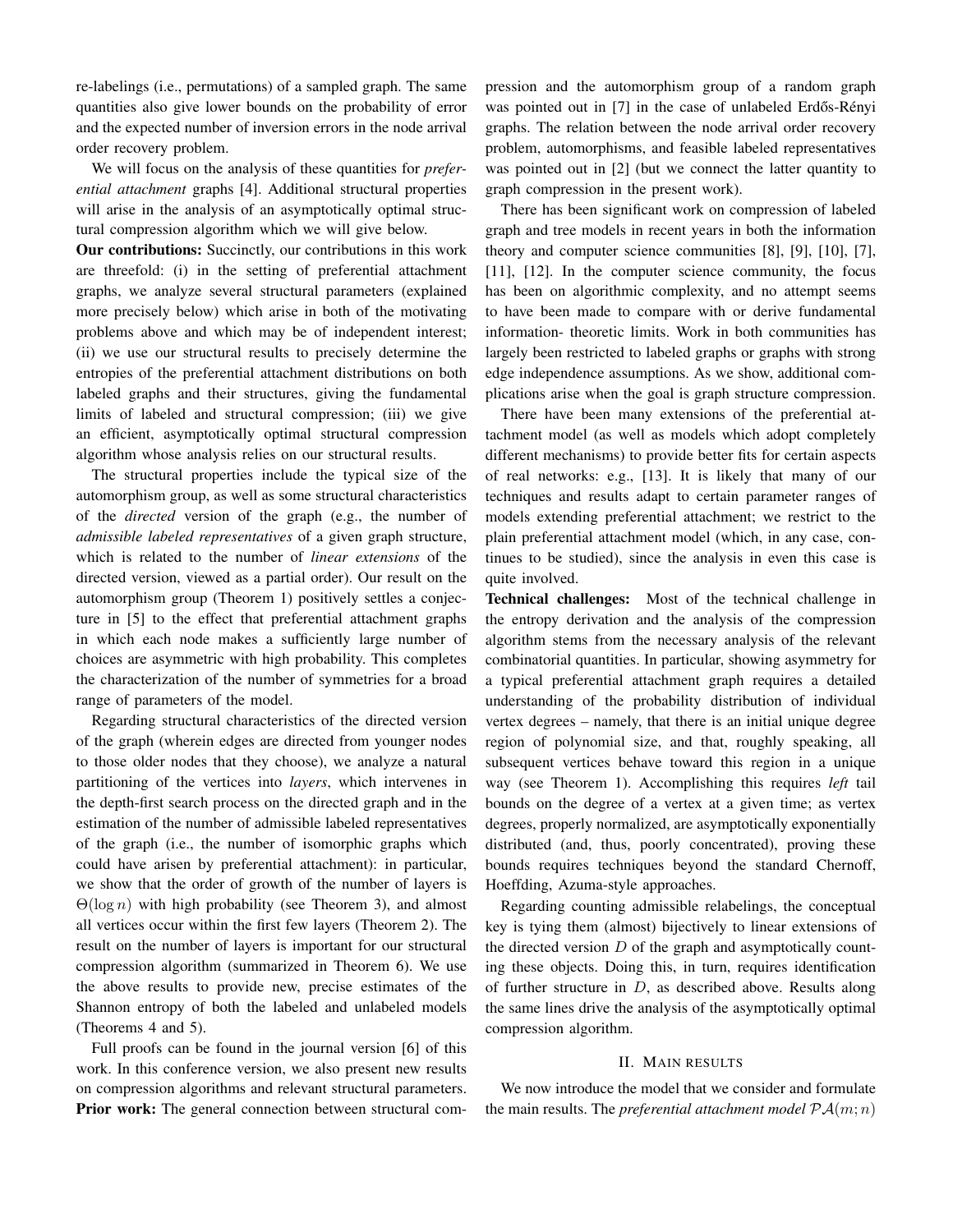re-labelings (i.e., permutations) of a sampled graph. The same quantities also give lower bounds on the probability of error and the expected number of inversion errors in the node arrival order recovery problem.

We will focus on the analysis of these quantities for *preferential attachment* graphs [4]. Additional structural properties will arise in the analysis of an asymptotically optimal structural compression algorithm which we will give below.

**Our contributions:** Succinctly, our contributions in this work are threefold: (i) in the setting of preferential attachment graphs, we analyze several structural parameters (explained more precisely below) which arise in both of the motivating problems above and which may be of independent interest; (ii) we use our structural results to precisely determine the entropies of the preferential attachment distributions on both labeled graphs and their structures, giving the fundamental limits of labeled and structural compression; (iii) we give an efficient, asymptotically optimal structural compression algorithm whose analysis relies on our structural results.

The structural properties include the typical size of the automorphism group, as well as some structural characteristics of the *directed* version of the graph (e.g., the number of *admissible labeled representatives* of a given graph structure, which is related to the number of *linear extensions* of the directed version, viewed as a partial order). Our result on the automorphism group (Theorem 1) positively settles a conjecture in [5] to the effect that preferential attachment graphs in which each node makes a sufficiently large number of choices are asymmetric with high probability. This completes the characterization of the number of symmetries for a broad range of parameters of the model.

Regarding structural characteristics of the directed version of the graph (wherein edges are directed from younger nodes to those older nodes that they choose), we analyze a natural partitioning of the vertices into *layers*, which intervenes in the depth-first search process on the directed graph and in the estimation of the number of admissible labeled representatives of the graph (i.e., the number of isomorphic graphs which could have arisen by preferential attachment): in particular, we show that the order of growth of the number of layers is $\Theta(\log n)$ with high probability (see Theorem 3), and almost all vertices occur within the first few layers (Theorem 2). The result on the number of layers is important for our structural compression algorithm (summarized in Theorem 6). We use the above results to provide new, precise estimates of the Shannon entropy of both the labeled and unlabeled models (Theorems 4 and 5).

Full proofs can be found in the journal version [6] of this work. In this conference version, we also present new results on compression algorithms and relevant structural parameters.

**Prior work:** The general connection between structural compression and the automorphism group of a random graph was pointed out in [7] in the case of unlabeled Erdős-Rényi graphs. The relation between the node arrival order recovery problem, automorphisms, and feasible labeled representatives was pointed out in [2] (but we connect the latter quantity to graph compression in the present work).

There has been significant work on compression of labeled graph and tree models in recent years in both the information theory and computer science communities [8], [9], [10], [7], [11], [12]. In the computer science community, the focus has been on algorithmic complexity, and no attempt seems to have been made to compare with or derive fundamental information- theoretic limits. Work in both communities has largely been restricted to labeled graphs or graphs with strong edge independence assumptions. As we show, additional complications arise when the goal is graph structure compression.

There have been many extensions of the preferential attachment model (as well as models which adopt completely different mechanisms) to provide better fits for certain aspects of real networks: e.g., [13]. It is likely that many of our techniques and results adapt to certain parameter ranges of models extending preferential attachment; we restrict to the plain preferential attachment model (which, in any case, continues to be studied), since the analysis in even this case is quite involved.

**Technical challenges:** Most of the technical challenge in the entropy derivation and the analysis of the compression algorithm stems from the necessary analysis of the relevant combinatorial quantities. In particular, showing asymmetry for a typical preferential attachment graph requires a detailed understanding of the probability distribution of individual vertex degrees – namely, that there is an initial unique degree region of polynomial size, and that, roughly speaking, all subsequent vertices behave toward this region in a unique way (see Theorem 1). Accomplishing this requires *left* tail bounds on the degree of a vertex at a given time; as vertex degrees, properly normalized, are asymptotically exponentially distributed (and, thus, poorly concentrated), proving these bounds requires techniques beyond the standard Chernoff, Hoeffding, Azuma-style approaches.

Regarding counting admissible relabelings, the conceptual key is tying them (almost) bijectively to linear extensions of the directed version $D$ of the graph and asymptotically counting these objects. Doing this, in turn, requires identification of further structure in $D$, as described above. Results along the same lines drive the analysis of the asymptotically optimal compression algorithm.

## II. Main results

We now introduce the model that we consider and formulate the main results. The *preferential attachment model* $\mathcal{PA}(m; n)$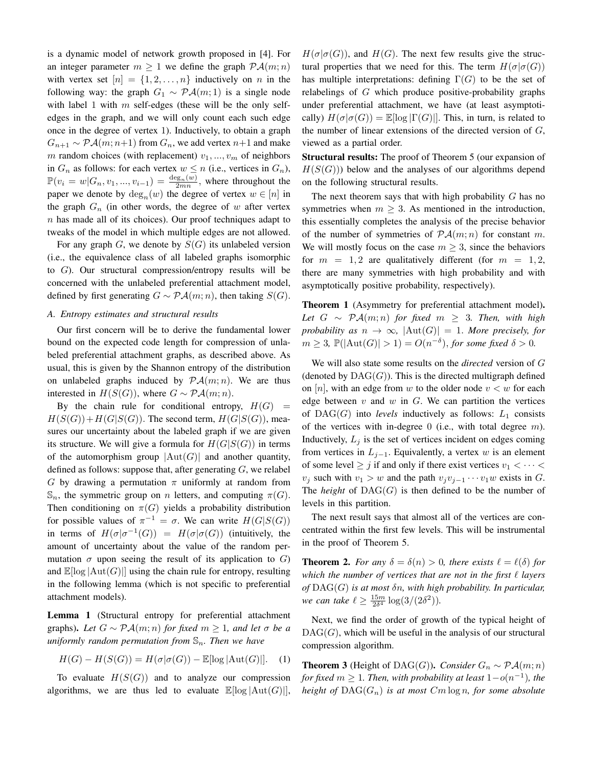is a dynamic model of network growth proposed in [4]. For an integer parameter $m \geq 1$ we define the graph $\mathcal{PA}(m;n)$ with vertex set $[n] = \{1, 2, \ldots, n\}$ inductively on $n$ in the following way: the graph $G_1 \sim \mathcal{PA}(m;1)$ is a single node with label 1 with $m$ self-edges (these will be the only self-edges in the graph, and we will only count each such edge once in the degree of vertex 1). Inductively, to obtain a graph $G_{n+1} \sim \mathcal{PA}(m;n+1)$ from $G_n$, we add vertex $n+1$ and make $m$ random choices (with replacement) $v_1, ..., v_m$ of neighbors in $G_n$ as follows: for each vertex $w \leq n$ (i.e., vertices in $G_n$), $\mathbb{P}(v_i = w | G_n, v_1, ..., v_{i-1}) = \frac{\deg_n(w)}{2mn}$, where throughout the paper we denote by $\deg_n(w)$ the degree of vertex $w \in [n]$ in the graph $G_n$ (in other words, the degree of $w$ after vertex $n$ has made all of its choices). Our proof techniques adapt to tweaks of the model in which multiple edges are not allowed.

For any graph $G$, we denote by $S(G)$ its unlabeled version (i.e., the equivalence class of all labeled graphs isomorphic to $G$). Our structural compression/entropy results will be concerned with the unlabeled preferential attachment model, defined by first generating $G \sim \mathcal{PA}(m;n)$, then taking $S(G)$.

### A. Entropy estimates and structural results

Our first concern will be to derive the fundamental lower bound on the expected code length for compression of unlabeled preferential attachment graphs, as described above. As usual, this is given by the Shannon entropy of the distribution on unlabeled graphs induced by $\mathcal{PA}(m;n)$. We are thus interested in $H(S(G))$, where $G \sim \mathcal{PA}(m;n)$.

By the chain rule for conditional entropy, $H(G) = H(S(G)) + H(G|S(G))$. The second term, $H(G|S(G))$, measures our uncertainty about the labeled graph if we are given its structure. We will give a formula for $H(G|S(G))$ in terms of the automorphism group $|\mathrm{Aut}(G)|$ and another quantity, defined as follows: suppose that, after generating $G$, we relabel $G$ by drawing a permutation $\pi$ uniformly at random from $\mathbb{S}_n$, the symmetric group on $n$ letters, and computing $\pi(G)$. Then conditioning on $\pi(G)$ yields a probability distribution for possible values of $\pi^{-1} = \sigma$. We can write $H(G|S(G))$ in terms of $H(\sigma|\sigma^{-1}(G)) = H(\sigma|\sigma(G))$ (intuitively, the amount of uncertainty about the value of the random permutation $\sigma$ upon seeing the result of its application to $G$) and $\mathbb{E}[\log |\mathrm{Aut}(G)|]$ using the chain rule for entropy, resulting in the following lemma (which is not specific to preferential attachment models).

**Lemma 1** (Structural entropy for preferential attachment graphs). *Let $G \sim \mathcal{PA}(m;n)$ for fixed $m \geq 1$, and let $\sigma$ be a uniformly random permutation from $\mathbb{S}_n$. Then we have*

$$H(G) - H(S(G)) = H(\sigma|\sigma(G)) - \mathbb{E}[\log |\mathrm{Aut}(G)|]. \quad (1)$$

To evaluate $H(S(G))$ and to analyze our compression algorithms, we are thus led to evaluate $\mathbb{E}[\log |\mathrm{Aut}(G)|]$, $H(\sigma|\sigma(G))$, and $H(G)$. The next few results give the structural properties that we need for this. The term $H(\sigma|\sigma(G))$ has multiple interpretations: defining $\Gamma(G)$ to be the set of relabelings of $G$ which produce positive-probability graphs under preferential attachment, we have (at least asymptotically) $H(\sigma|\sigma(G)) = \mathbb{E}[\log |\Gamma(G)|]$. This, in turn, is related to the number of linear extensions of the directed version of $G$, viewed as a partial order.

**Structural results:** The proof of Theorem 5 (our expansion of $H(S(G))$) below and the analyses of our algorithms depend on the following structural results.

The next theorem says that with high probability $G$ has no symmetries when $m \geq 3$. As mentioned in the introduction, this essentially completes the analysis of the precise behavior of the number of symmetries of $\mathcal{PA}(m;n)$ for constant $m$. We will mostly focus on the case $m \geq 3$, since the behaviors for $m = 1, 2$ are qualitatively different (for $m = 1, 2$, there are many symmetries with high probability and with asymptotically positive probability, respectively).

**Theorem 1** (Asymmetry for preferential attachment model). *Let $G \sim \mathcal{PA}(m;n)$ for fixed $m \geq 3$. Then, with high probability as $n \to \infty$, $|\mathrm{Aut}(G)| = 1$. More precisely, for $m \geq 3$, $\mathbb{P}(|\mathrm{Aut}(G)| > 1) = O(n^{-\delta})$, for some fixed $\delta > 0$.*

We will also state some results on the *directed* version of $G$ (denoted by $\mathrm{DAG}(G)$). This is the directed multigraph defined on $[n]$, with an edge from $w$ to the older node $v < w$ for each edge between $v$ and $w$ in $G$. We can partition the vertices of $\mathrm{DAG}(G)$ into *levels* inductively as follows: $L_1$ consists of the vertices with in-degree 0 (i.e., with total degree $m$). Inductively, $L_j$ is the set of vertices incident on edges coming from vertices in $L_{j-1}$. Equivalently, a vertex $w$ is an element of some level $\geq j$ if and only if there exist vertices $v_1 < \cdots < v_j$ such with $v_1 > w$ and the path $v_j v_{j-1} \cdots v_1 w$ exists in $G$. The *height* of $\mathrm{DAG}(G)$ is then defined to be the number of levels in this partition.

The next result says that almost all of the vertices are concentrated within the first few levels. This will be instrumental in the proof of Theorem 5.

**Theorem 2.** *For any $\delta = \delta(n) > 0$, there exists $\ell = \ell(\delta)$ for which the number of vertices that are not in the first $\ell$ layers of $\mathrm{DAG}(G)$ is at most $\delta n$, with high probability. In particular, we can take $\ell \geq \frac{15m}{2\delta^4} \log(3/(2\delta^2))$.*

Next, we find the order of growth of the typical height of $\mathrm{DAG}(G)$, which will be useful in the analysis of our structural compression algorithm.

**Theorem 3** (Height of $\mathrm{DAG}(G)$). *Consider $G_n \sim \mathcal{PA}(m;n)$ for fixed $m \geq 1$. Then, with probability at least $1 - o(n^{-1})$, the height of $\mathrm{DAG}(G_n)$ is at most $Cm \log n$, for some absolute*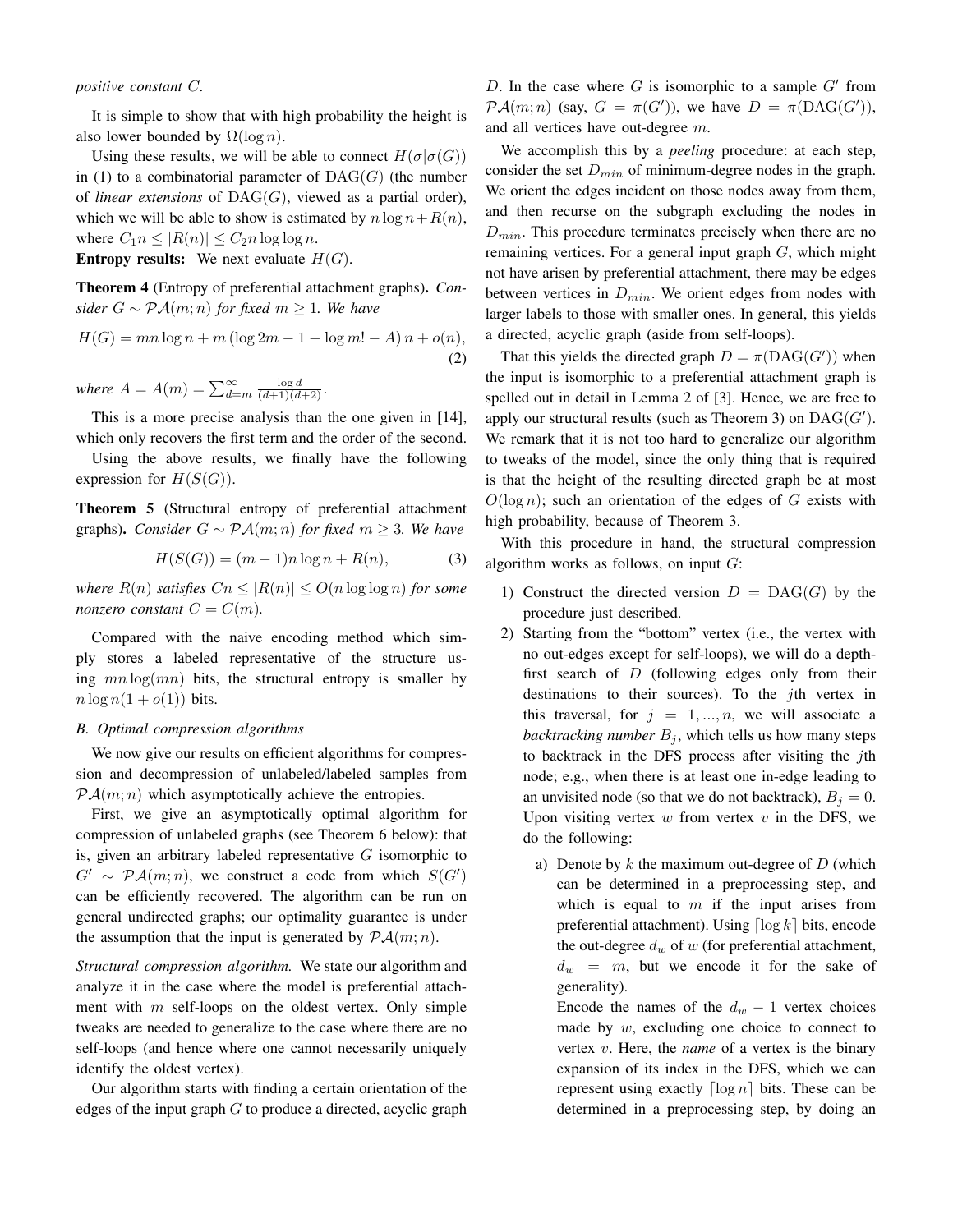*positive constant* $C$.

It is simple to show that with high probability the height is also lower bounded by $\Omega(\log n)$.

Using these results, we will be able to connect $H(\sigma|\sigma(G))$ in (1) to a combinatorial parameter of $\mathrm{DAG}(G)$ (the number of *linear extensions* of $\mathrm{DAG}(G)$, viewed as a partial order), which we will be able to show is estimated by $n \log n + R(n)$, where $C_1 n \leq |R(n)| \leq C_2 n \log \log n$.

**Entropy results:** We next evaluate $H(G)$.

**Theorem 4** (Entropy of preferential attachment graphs)**.** *Consider $G \sim \mathcal{PA}(m;n)$ for fixed $m \geq 1$. We have*

$$H(G) = mn \log n + m\left(\log 2m - 1 - \log m! - A\right)n + o(n), \tag{2}$$

*where* $A = A(m) = \sum_{d=m}^{\infty} \frac{\log d}{(d+1)(d+2)}$.

This is a more precise analysis than the one given in [14], which only recovers the first term and the order of the second.

Using the above results, we finally have the following expression for $H(S(G))$.

**Theorem 5** (Structural entropy of preferential attachment graphs)**.** *Consider $G \sim \mathcal{PA}(m;n)$ for fixed $m \geq 3$. We have*

$$H(S(G)) = (m-1)n \log n + R(n), \tag{3}$$

*where $R(n)$ satisfies $Cn \leq |R(n)| \leq O(n \log \log n)$ for some nonzero constant $C = C(m)$.*

Compared with the naive encoding method which simply stores a labeled representative of the structure using $mn \log(mn)$ bits, the structural entropy is smaller by $n \log n(1 + o(1))$ bits.

### B. Optimal compression algorithms

We now give our results on efficient algorithms for compression and decompression of unlabeled/labeled samples from $\mathcal{PA}(m;n)$ which asymptotically achieve the entropies.

First, we give an asymptotically optimal algorithm for compression of unlabeled graphs (see Theorem 6 below): that is, given an arbitrary labeled representative $G$ isomorphic to $G' \sim \mathcal{PA}(m;n)$, we construct a code from which $S(G')$ can be efficiently recovered. The algorithm can be run on general undirected graphs; our optimality guarantee is under the assumption that the input is generated by $\mathcal{PA}(m;n)$.

*Structural compression algorithm.* We state our algorithm and analyze it in the case where the model is preferential attachment with $m$ self-loops on the oldest vertex. Only simple tweaks are needed to generalize to the case where there are no self-loops (and hence where one cannot necessarily uniquely identify the oldest vertex).

Our algorithm starts with finding a certain orientation of the edges of the input graph $G$ to produce a directed, acyclic graph $D$. In the case where $G$ is isomorphic to a sample $G'$ from $\mathcal{PA}(m;n)$ (say, $G = \pi(G')$), we have $D = \pi(\mathrm{DAG}(G'))$, and all vertices have out-degree $m$.

We accomplish this by a *peeling* procedure: at each step, consider the set $D_{min}$ of minimum-degree nodes in the graph. We orient the edges incident on those nodes away from them, and then recurse on the subgraph excluding the nodes in $D_{min}$. This procedure terminates precisely when there are no remaining vertices. For a general input graph $G$, which might not have arisen by preferential attachment, there may be edges between vertices in $D_{min}$. We orient edges from nodes with larger labels to those with smaller ones. In general, this yields a directed, acyclic graph (aside from self-loops).

That this yields the directed graph $D = \pi(\mathrm{DAG}(G'))$ when the input is isomorphic to a preferential attachment graph is spelled out in detail in Lemma 2 of [3]. Hence, we are free to apply our structural results (such as Theorem 3) on $\mathrm{DAG}(G')$. We remark that it is not too hard to generalize our algorithm to tweaks of the model, since the only thing that is required is that the height of the resulting directed graph be at most $O(\log n)$; such an orientation of the edges of $G$ exists with high probability, because of Theorem 3.

With this procedure in hand, the structural compression algorithm works as follows, on input $G$:

1) Construct the directed version $D = \mathrm{DAG}(G)$ by the procedure just described.
2) Starting from the "bottom" vertex (i.e., the vertex with no out-edges except for self-loops), we will do a depth-first search of $D$ (following edges only from their destinations to their sources). To the $j$th vertex in this traversal, for $j = 1, ..., n$, we will associate a *backtracking number* $B_j$, which tells us how many steps to backtrack in the DFS process after visiting the $j$th node; e.g., when there is at least one in-edge leading to an unvisited node (so that we do not backtrack), $B_j = 0$. Upon visiting vertex $w$ from vertex $v$ in the DFS, we do the following:
   a) Denote by $k$ the maximum out-degree of $D$ (which can be determined in a preprocessing step, and which is equal to $m$ if the input arises from preferential attachment). Using $\lceil \log k \rceil$ bits, encode the out-degree $d_w$ of $w$ (for preferential attachment, $d_w = m$, but we encode it for the sake of generality).

      Encode the names of the $d_w - 1$ vertex choices made by $w$, excluding one choice to connect to vertex $v$. Here, the *name* of a vertex is the binary expansion of its index in the DFS, which we can represent using exactly $\lceil \log n \rceil$ bits. These can be determined in a preprocessing step, by doing an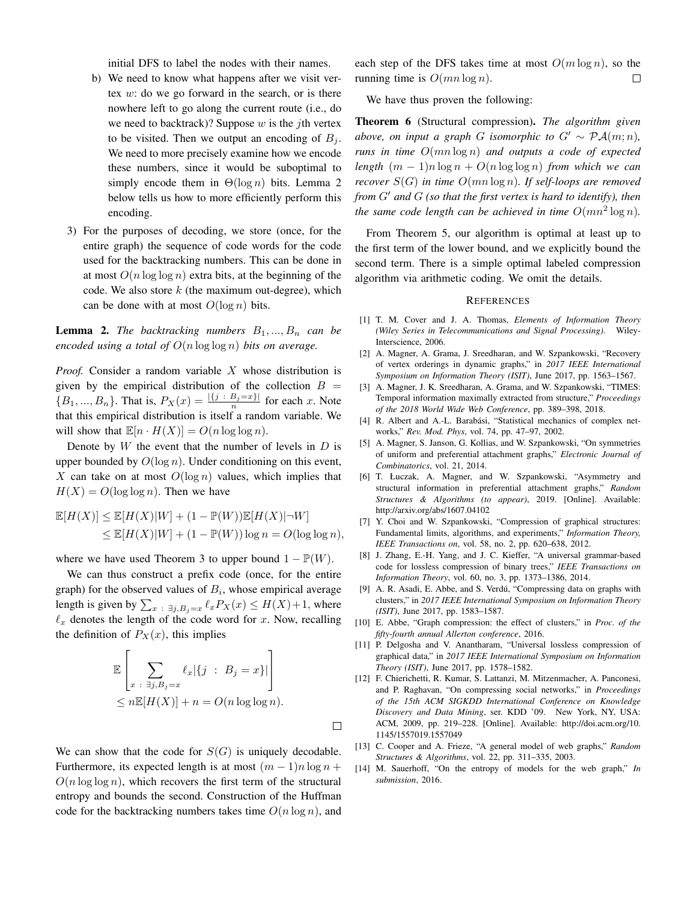initial DFS to label the nodes with their names.

b) We need to know what happens after we visit vertex $w$: do we go forward in the search, or is there nowhere left to go along the current route (i.e., do we need to backtrack)? Suppose $w$ is the $j$th vertex to be visited. Then we output an encoding of $B_j$. We need to more precisely examine how we encode these numbers, since it would be suboptimal to simply encode them in $\Theta(\log n)$ bits. Lemma 2 below tells us how to more efficiently perform this encoding.

3) For the purposes of decoding, we store (once, for the entire graph) the sequence of code words for the code used for the backtracking numbers. This can be done in at most $O(n \log\log n)$ extra bits, at the beginning of the code. We also store $k$ (the maximum out-degree), which can be done with at most $O(\log n)$ bits.

**Lemma 2.** *The backtracking numbers $B_1, ..., B_n$ can be encoded using a total of $O(n \log\log n)$ bits on average.*

*Proof.* Consider a random variable $X$ whose distribution is given by the empirical distribution of the collection $B = \{B_1, ..., B_n\}$. That is, $P_X(x) = \frac{|\{j \ : \ B_j = x\}|}{n}$ for each $x$. Note that this empirical distribution is itself a random variable. We will show that $\mathbb{E}[n \cdot H(X)] = O(n \log\log n)$.

Denote by $W$ the event that the number of levels in $D$ is upper bounded by $O(\log n)$. Under conditioning on this event, $X$ can take on at most $O(\log n)$ values, which implies that $H(X) = O(\log\log n)$. Then we have

$$\begin{aligned}\mathbb{E}[H(X)] &\leq \mathbb{E}[H(X)|W] + (1 - \mathbb{P}(W))\mathbb{E}[H(X)|\neg W] \\ &\leq \mathbb{E}[H(X)|W] + (1 - \mathbb{P}(W)) \log n = O(\log\log n),\end{aligned}$$

where we have used Theorem 3 to upper bound $1 - \mathbb{P}(W)$.

We can thus construct a prefix code (once, for the entire graph) for the observed values of $B_i$, whose empirical average length is given by $\sum_{x \ : \ \exists j, B_j = x} \ell_x P_X(x) \leq H(X) + 1$, where $\ell_x$ denotes the length of the code word for $x$. Now, recalling the definition of $P_X(x)$, this implies

$$\begin{aligned}&\mathbb{E}\left[\sum_{x \ : \ \exists j, B_j = x} \ell_x |\{j \ : \ B_j = x\}|\right] \\ &\leq n\mathbb{E}[H(X)] + n = O(n \log\log n).\end{aligned}$$

□

We can show that the code for $S(G)$ is uniquely decodable. Furthermore, its expected length is at most $(m-1)n \log n + O(n \log\log n)$, which recovers the first term of the structural entropy and bounds the second. Construction of the Huffman code for the backtracking numbers takes time $O(n \log n)$, and each step of the DFS takes time at most $O(m \log n)$, so the running time is $O(mn \log n)$. □

We have thus proven the following:

**Theorem 6** (Structural compression)**.** *The algorithm given above, on input a graph $G$ isomorphic to $G' \sim \mathcal{PA}(m; n)$, runs in time $O(mn \log n)$ and outputs a code of expected length $(m-1)n \log n + O(n \log\log n)$ from which we can recover $S(G)$ in time $O(mn \log n)$. If self-loops are removed from $G'$ and $G$ (so that the first vertex is hard to identify), then the same code length can be achieved in time $O(mn^2 \log n)$.*

From Theorem 5, our algorithm is optimal at least up to the first term of the lower bound, and we explicitly bound the second term. There is a simple optimal labeled compression algorithm via arithmetic coding. We omit the details.

## References

[1] T. M. Cover and J. A. Thomas, *Elements of Information Theory (Wiley Series in Telecommunications and Signal Processing)*. Wiley-Interscience, 2006.

[2] A. Magner, A. Grama, J. Sreedharan, and W. Szpankowski, "Recovery of vertex orderings in dynamic graphs," in *2017 IEEE International Symposium on Information Theory (ISIT)*, June 2017, pp. 1563–1567.

[3] A. Magner, J. K. Sreedharan, A. Grama, and W. Szpankowski, "TIMES: Temporal information maximally extracted from structure," *Proceedings of the 2018 World Wide Web Conference*, pp. 389–398, 2018.

[4] R. Albert and A.-L. Barabási, "Statistical mechanics of complex networks," *Rev. Mod. Phys*, vol. 74, pp. 47–97, 2002.

[5] A. Magner, S. Janson, G. Kollias, and W. Szpankowski, "On symmetries of uniform and preferential attachment graphs," *Electronic Journal of Combinatorics*, vol. 21, 2014.

[6] T. Łuczak, A. Magner, and W. Szpankowski, "Asymmetry and structural information in preferential attachment graphs," *Random Structures & Algorithms (to appear)*, 2019. [Online]. Available: http://arxiv.org/abs/1607.04102

[7] Y. Choi and W. Szpankowski, "Compression of graphical structures: Fundamental limits, algorithms, and experiments," *Information Theory, IEEE Transactions on*, vol. 58, no. 2, pp. 620–638, 2012.

[8] J. Zhang, E.-H. Yang, and J. C. Kieffer, "A universal grammar-based code for lossless compression of binary trees," *IEEE Transactions on Information Theory*, vol. 60, no. 3, pp. 1373–1386, 2014.

[9] A. R. Asadi, E. Abbe, and S. Verdú, "Compressing data on graphs with clusters," in *2017 IEEE International Symposium on Information Theory (ISIT)*, June 2017, pp. 1583–1587.

[10] E. Abbe, "Graph compression: the effect of clusters," in *Proc. of the fifty-fourth annual Allerton conference*, 2016.

[11] P. Delgosha and V. Anantharam, "Universal lossless compression of graphical data," in *2017 IEEE International Symposium on Information Theory (ISIT)*, June 2017, pp. 1578–1582.

[12] F. Chierichetti, R. Kumar, S. Lattanzi, M. Mitzenmacher, A. Panconesi, and P. Raghavan, "On compressing social networks," in *Proceedings of the 15th ACM SIGKDD International Conference on Knowledge Discovery and Data Mining*, ser. KDD '09. New York, NY, USA: ACM, 2009, pp. 219–228. [Online]. Available: http://doi.acm.org/10.1145/1557019.1557049

[13] C. Cooper and A. Frieze, "A general model of web graphs," *Random Structures & Algorithms*, vol. 22, pp. 311–335, 2003.

[14] M. Sauerhoff, "On the entropy of models for the web graph," *In submission*, 2016.